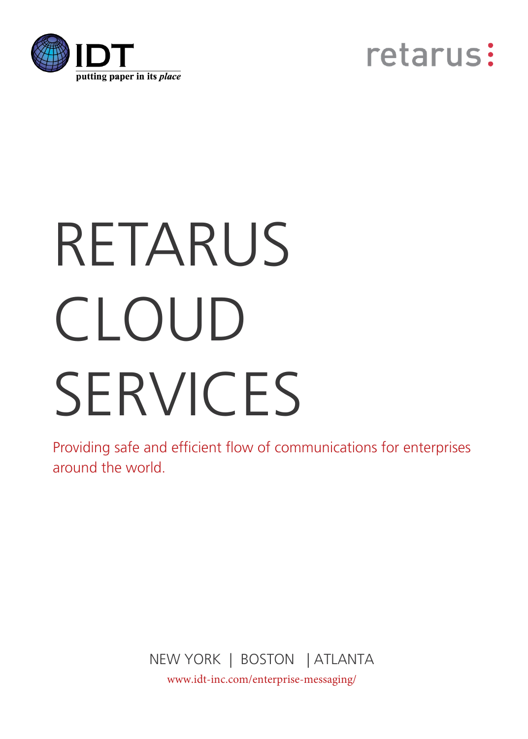IDT

putting paper in its *place*

retarus

# RETARUS CLOUD SERVICES

Providing safe and efficient flow of communications for enterprises around the world.

NEW YORK | BOSTON | ATLANTA

www.idt-inc.com/enterprise-messaging/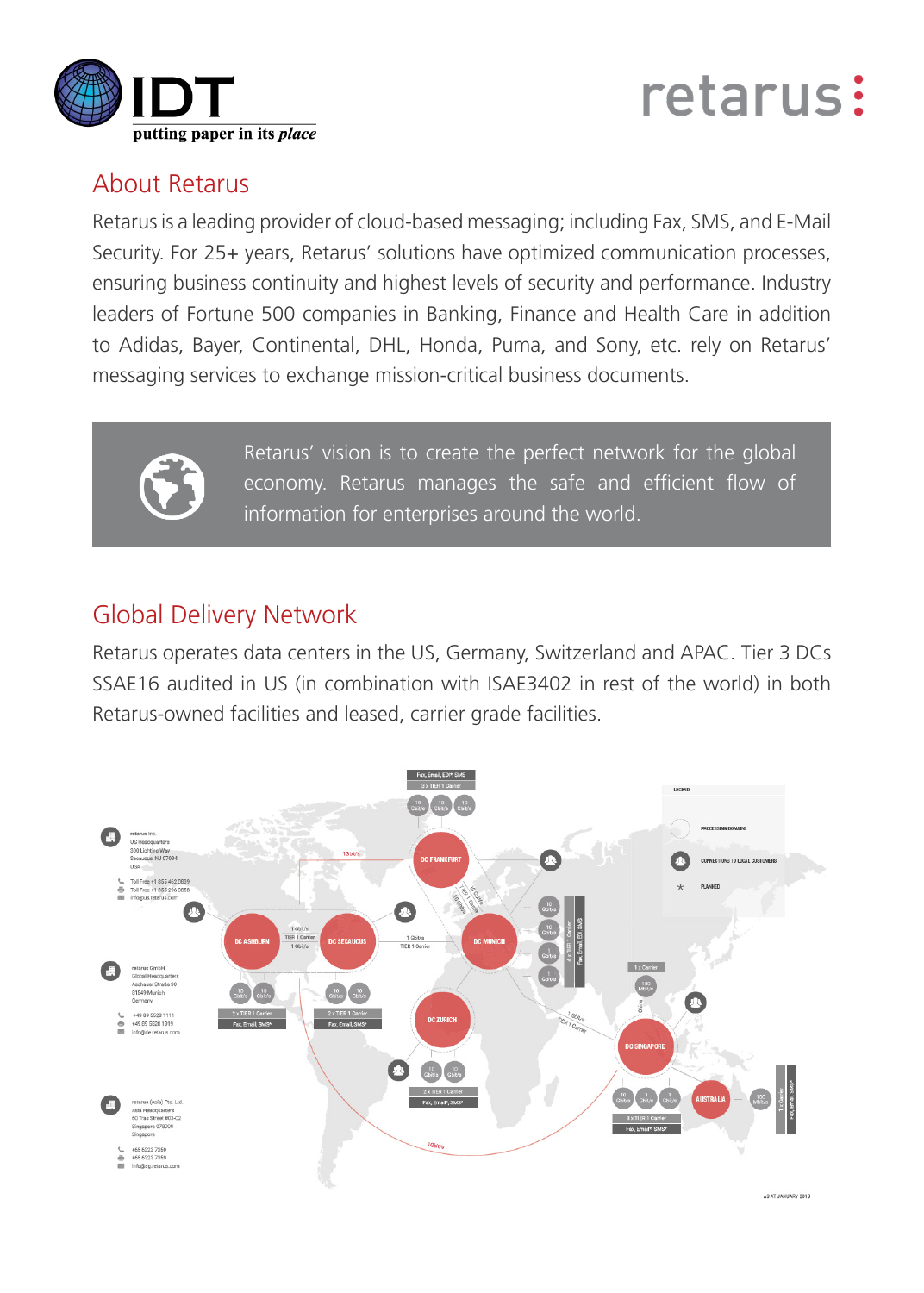## About Retarus

Retarus is a leading provider of cloud-based messaging; including Fax, SMS, and E-Mail Security. For 25+ years, Retarus' solutions have optimized communication processes, ensuring business continuity and highest levels of security and performance. Industry leaders of Fortune 500 companies in Banking, Finance and Health Care in addition to Adidas, Bayer, Continental, DHL, Honda, Puma, and Sony, etc. rely on Retarus' messaging services to exchange mission-critical business documents.

> Retarus' vision is to create the perfect network for the global economy. Retarus manages the safe and efficient flow of information for enterprises around the world.

## Global Delivery Network

Retarus operates data centers in the US, Germany, Switzerland and APAC. Tier 3 DCs SSAE16 audited in US (in combination with ISAE3402 in rest of the world) in both Retarus-owned facilities and leased, carrier grade facilities.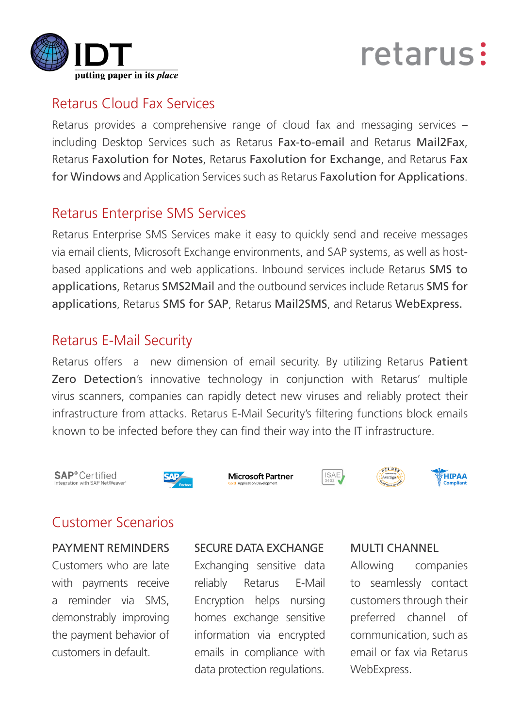## Retarus Cloud Fax Services

Retarus provides a comprehensive range of cloud fax and messaging services – including Desktop Services such as Retarus **Fax-to-email** and Retarus **Mail2Fax**, Retarus **Faxolution for Notes**, Retarus **Faxolution for Exchange**, and Retarus **Fax for Windows** and Application Services such as Retarus **Faxolution for Applications**.

## Retarus Enterprise SMS Services

Retarus Enterprise SMS Services make it easy to quickly send and receive messages via email clients, Microsoft Exchange environments, and SAP systems, as well as host-based applications and web applications. Inbound services include Retarus **SMS to applications**, Retarus **SMS2Mail** and the outbound services include Retarus **SMS for applications**, Retarus **SMS for SAP**, Retarus **Mail2SMS**, and Retarus **WebExpress.**

## Retarus E-Mail Security

Retarus offers a new dimension of email security. By utilizing Retarus **Patient Zero Detection**'s innovative technology in conjunction with Retarus' multiple virus scanners, companies can rapidly detect new viruses and reliably protect their infrastructure from attacks. Retarus E-Mail Security's filtering functions block emails known to be infected before they can find their way into the IT infrastructure.

## Customer Scenarios

### PAYMENT REMINDERS

Customers who are late with payments receive a reminder via SMS, demonstrably improving the payment behavior of customers in default.

### SECURE DATA EXCHANGE

Exchanging sensitive data reliably Retarus E-Mail Encryption helps nursing homes exchange sensitive information via encrypted emails in compliance with data protection regulations.

### MULTI CHANNEL

Allowing companies to seamlessly contact customers through their preferred channel of communication, such as email or fax via Retarus WebExpress.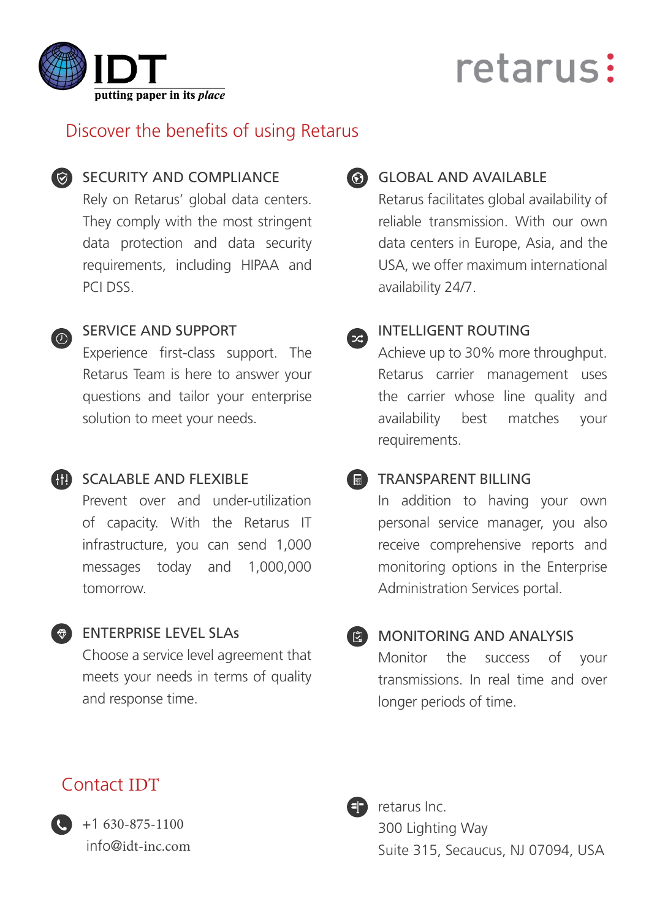IDT

putting paper in its *place*

retarus

## Discover the benefits of using Retarus

### SECURITY AND COMPLIANCE

Rely on Retarus' global data centers. They comply with the most stringent data protection and data security requirements, including HIPAA and PCI DSS.

### SERVICE AND SUPPORT

Experience first-class support. The Retarus Team is here to answer your questions and tailor your enterprise solution to meet your needs.

### SCALABLE AND FLEXIBLE

Prevent over and under-utilization of capacity. With the Retarus IT infrastructure, you can send 1,000 messages today and 1,000,000 tomorrow.

### ENTERPRISE LEVEL SLAs

Choose a service level agreement that meets your needs in terms of quality and response time.

### GLOBAL AND AVAILABLE

Retarus facilitates global availability of reliable transmission. With our own data centers in Europe, Asia, and the USA, we offer maximum international availability 24/7.

### INTELLIGENT ROUTING

Achieve up to 30% more throughput. Retarus carrier management uses the carrier whose line quality and availability best matches your requirements.

### TRANSPARENT BILLING

In addition to having your own personal service manager, you also receive comprehensive reports and monitoring options in the Enterprise Administration Services portal.

### MONITORING AND ANALYSIS

Monitor the success of your transmissions. In real time and over longer periods of time.

## Contact IDT

+1 630-875-1100
info@idt-inc.com

retarus Inc.
300 Lighting Way
Suite 315, Secaucus, NJ 07094, USA